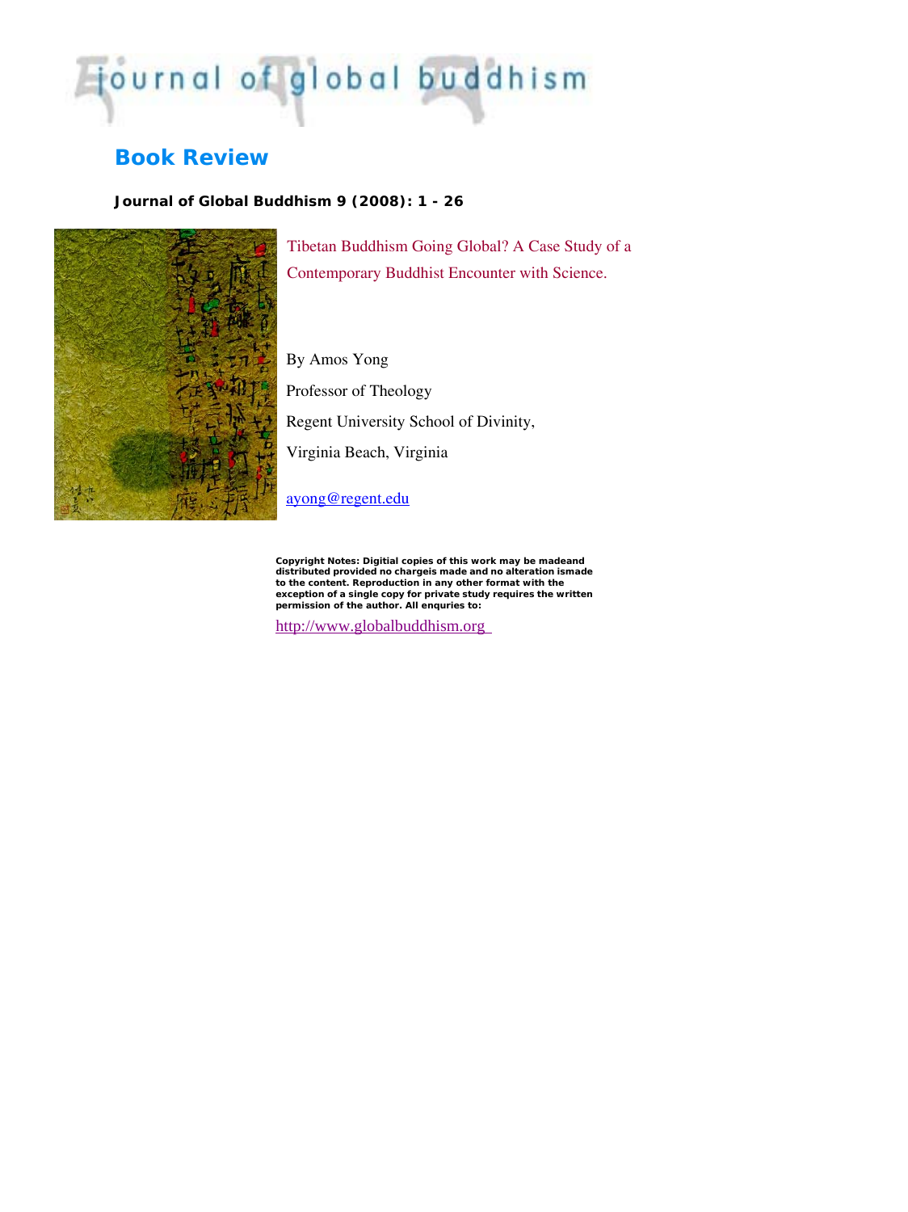# journal of global buddhism

## Book Review

**Journal of Global Buddhism 9 (2008): 1 - 26**

Tibetan Buddhism Going Global? A Case Study of a Contemporary Buddhist Encounter with Science.

By Amos Yong

Professor of Theology

Regent University School of Divinity,

Virginia Beach, Virginia

ayong@regent.edu

**Copyright Notes: Digitial copies of this work may be madeand distributed provided no chargeis made and no alteration ismade to the content. Reproduction in any other format with the exception of a single copy for private study requires the written permission of the author. All enquries to:**

http://www.globalbuddhism.org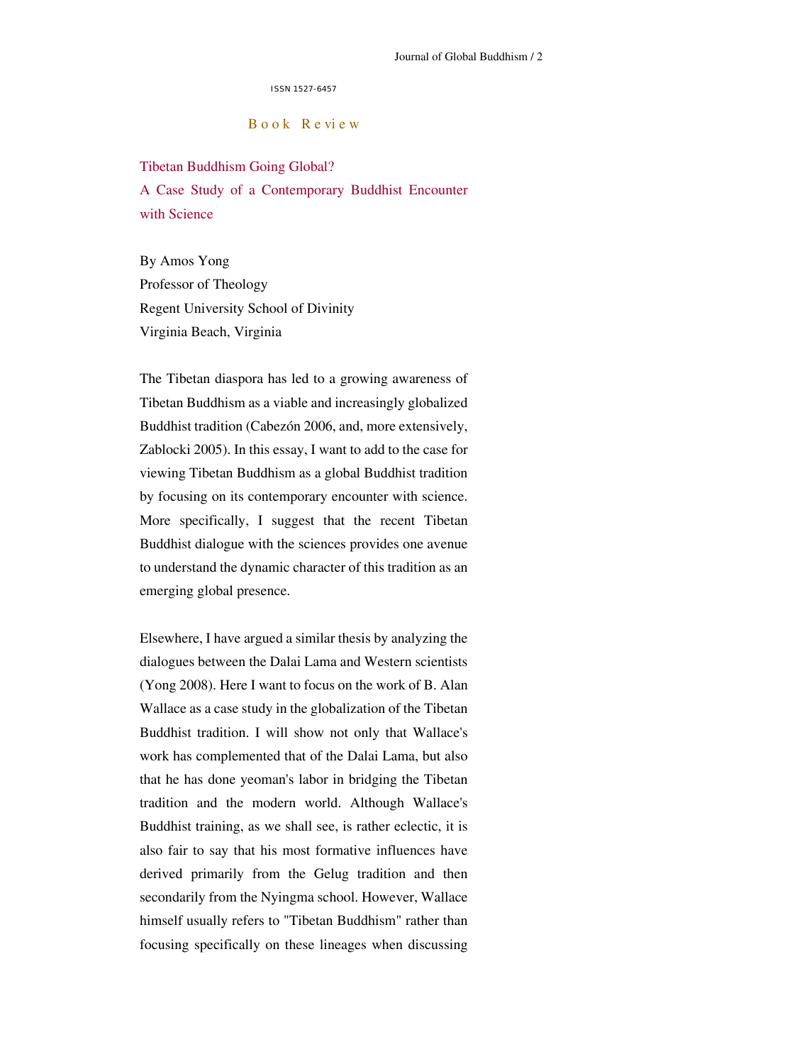ISSN 1527-6457

## Book Review

# Tibetan Buddhism Going Global? A Case Study of a Contemporary Buddhist Encounter with Science

By Amos Yong
Professor of Theology
Regent University School of Divinity
Virginia Beach, Virginia

The Tibetan diaspora has led to a growing awareness of Tibetan Buddhism as a viable and increasingly globalized Buddhist tradition (Cabezón 2006, and, more extensively, Zablocki 2005). In this essay, I want to add to the case for viewing Tibetan Buddhism as a global Buddhist tradition by focusing on its contemporary encounter with science. More specifically, I suggest that the recent Tibetan Buddhist dialogue with the sciences provides one avenue to understand the dynamic character of this tradition as an emerging global presence.

Elsewhere, I have argued a similar thesis by analyzing the dialogues between the Dalai Lama and Western scientists (Yong 2008). Here I want to focus on the work of B. Alan Wallace as a case study in the globalization of the Tibetan Buddhist tradition. I will show not only that Wallace's work has complemented that of the Dalai Lama, but also that he has done yeoman's labor in bridging the Tibetan tradition and the modern world. Although Wallace's Buddhist training, as we shall see, is rather eclectic, it is also fair to say that his most formative influences have derived primarily from the Gelug tradition and then secondarily from the Nyingma school. However, Wallace himself usually refers to "Tibetan Buddhism" rather than focusing specifically on these lineages when discussing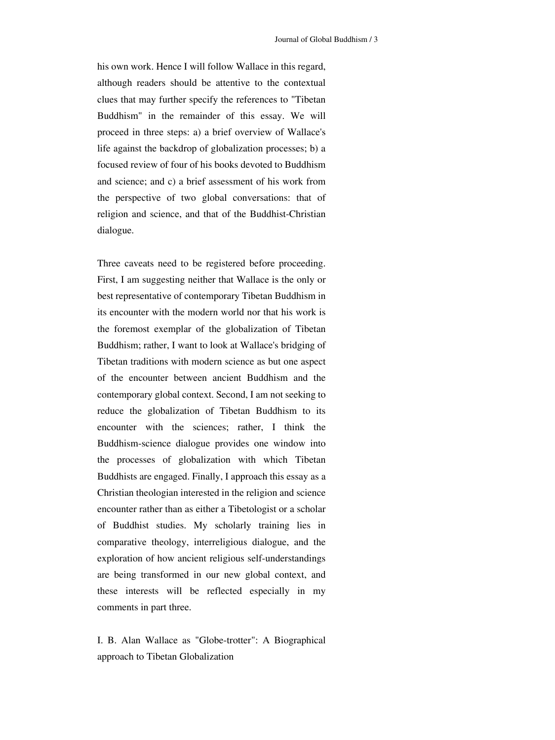his own work. Hence I will follow Wallace in this regard, although readers should be attentive to the contextual clues that may further specify the references to "Tibetan Buddhism" in the remainder of this essay. We will proceed in three steps: a) a brief overview of Wallace's life against the backdrop of globalization processes; b) a focused review of four of his books devoted to Buddhism and science; and c) a brief assessment of his work from the perspective of two global conversations: that of religion and science, and that of the Buddhist-Christian dialogue.

Three caveats need to be registered before proceeding. First, I am suggesting neither that Wallace is the only or best representative of contemporary Tibetan Buddhism in its encounter with the modern world nor that his work is the foremost exemplar of the globalization of Tibetan Buddhism; rather, I want to look at Wallace's bridging of Tibetan traditions with modern science as but one aspect of the encounter between ancient Buddhism and the contemporary global context. Second, I am not seeking to reduce the globalization of Tibetan Buddhism to its encounter with the sciences; rather, I think the Buddhism-science dialogue provides one window into the processes of globalization with which Tibetan Buddhists are engaged. Finally, I approach this essay as a Christian theologian interested in the religion and science encounter rather than as either a Tibetologist or a scholar of Buddhist studies. My scholarly training lies in comparative theology, interreligious dialogue, and the exploration of how ancient religious self-understandings are being transformed in our new global context, and these interests will be reflected especially in my comments in part three.

## I. B. Alan Wallace as "Globe-trotter": A Biographical approach to Tibetan Globalization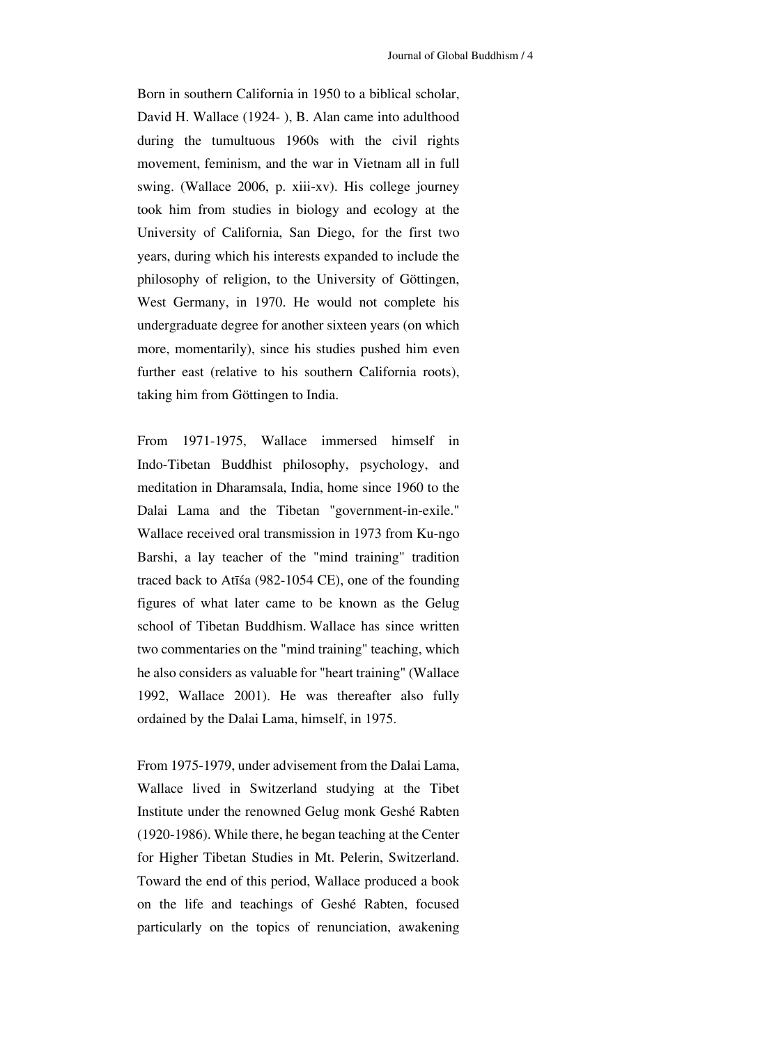Born in southern California in 1950 to a biblical scholar, David H. Wallace (1924- ), B. Alan came into adulthood during the tumultuous 1960s with the civil rights movement, feminism, and the war in Vietnam all in full swing. (Wallace 2006, p. xiii-xv). His college journey took him from studies in biology and ecology at the University of California, San Diego, for the first two years, during which his interests expanded to include the philosophy of religion, to the University of Göttingen, West Germany, in 1970. He would not complete his undergraduate degree for another sixteen years (on which more, momentarily), since his studies pushed him even further east (relative to his southern California roots), taking him from Göttingen to India.

From 1971-1975, Wallace immersed himself in Indo-Tibetan Buddhist philosophy, psychology, and meditation in Dharamsala, India, home since 1960 to the Dalai Lama and the Tibetan "government-in-exile." Wallace received oral transmission in 1973 from Ku-ngo Barshi, a lay teacher of the "mind training" tradition traced back to Atīśa (982-1054 CE), one of the founding figures of what later came to be known as the Gelug school of Tibetan Buddhism. Wallace has since written two commentaries on the "mind training" teaching, which he also considers as valuable for "heart training" (Wallace 1992, Wallace 2001). He was thereafter also fully ordained by the Dalai Lama, himself, in 1975.

From 1975-1979, under advisement from the Dalai Lama, Wallace lived in Switzerland studying at the Tibet Institute under the renowned Gelug monk Geshé Rabten (1920-1986). While there, he began teaching at the Center for Higher Tibetan Studies in Mt. Pelerin, Switzerland. Toward the end of this period, Wallace produced a book on the life and teachings of Geshé Rabten, focused particularly on the topics of renunciation, awakening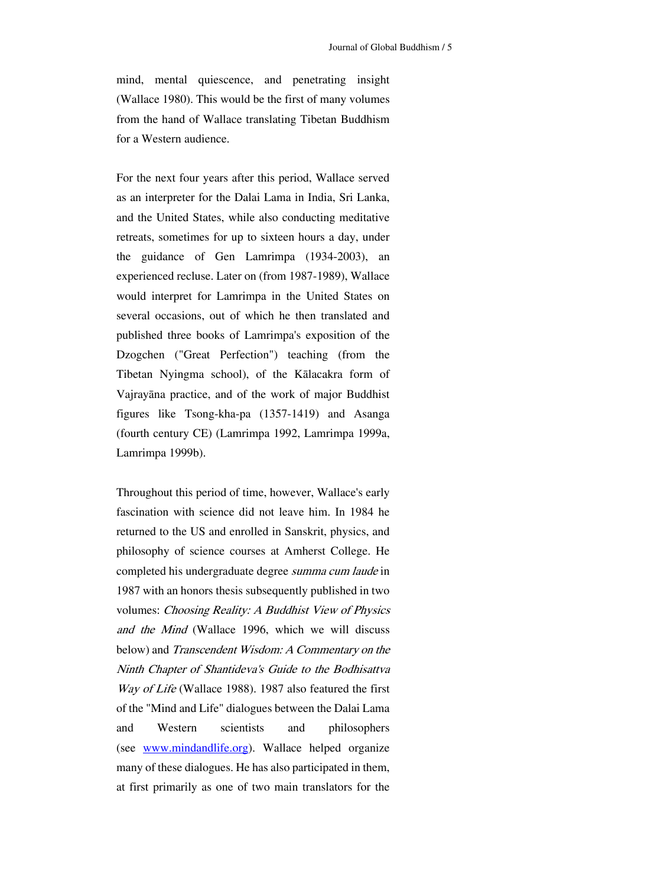mind, mental quiescence, and penetrating insight (Wallace 1980). This would be the first of many volumes from the hand of Wallace translating Tibetan Buddhism for a Western audience.

For the next four years after this period, Wallace served as an interpreter for the Dalai Lama in India, Sri Lanka, and the United States, while also conducting meditative retreats, sometimes for up to sixteen hours a day, under the guidance of Gen Lamrimpa (1934-2003), an experienced recluse. Later on (from 1987-1989), Wallace would interpret for Lamrimpa in the United States on several occasions, out of which he then translated and published three books of Lamrimpa's exposition of the Dzogchen ("Great Perfection") teaching (from the Tibetan Nyingma school), of the Kālacakra form of Vajrayāna practice, and of the work of major Buddhist figures like Tsong-kha-pa (1357-1419) and Asanga (fourth century CE) (Lamrimpa 1992, Lamrimpa 1999a, Lamrimpa 1999b).

Throughout this period of time, however, Wallace's early fascination with science did not leave him. In 1984 he returned to the US and enrolled in Sanskrit, physics, and philosophy of science courses at Amherst College. He completed his undergraduate degree *summa cum laude* in 1987 with an honors thesis subsequently published in two volumes: *Choosing Reality: A Buddhist View of Physics and the Mind* (Wallace 1996, which we will discuss below) and *Transcendent Wisdom: A Commentary on the Ninth Chapter of Shantideva's Guide to the Bodhisattva Way of Life* (Wallace 1988). 1987 also featured the first of the "Mind and Life" dialogues between the Dalai Lama and Western scientists and philosophers (see [www.mindandlife.org](http://www.mindandlife.org)). Wallace helped organize many of these dialogues. He has also participated in them, at first primarily as one of two main translators for the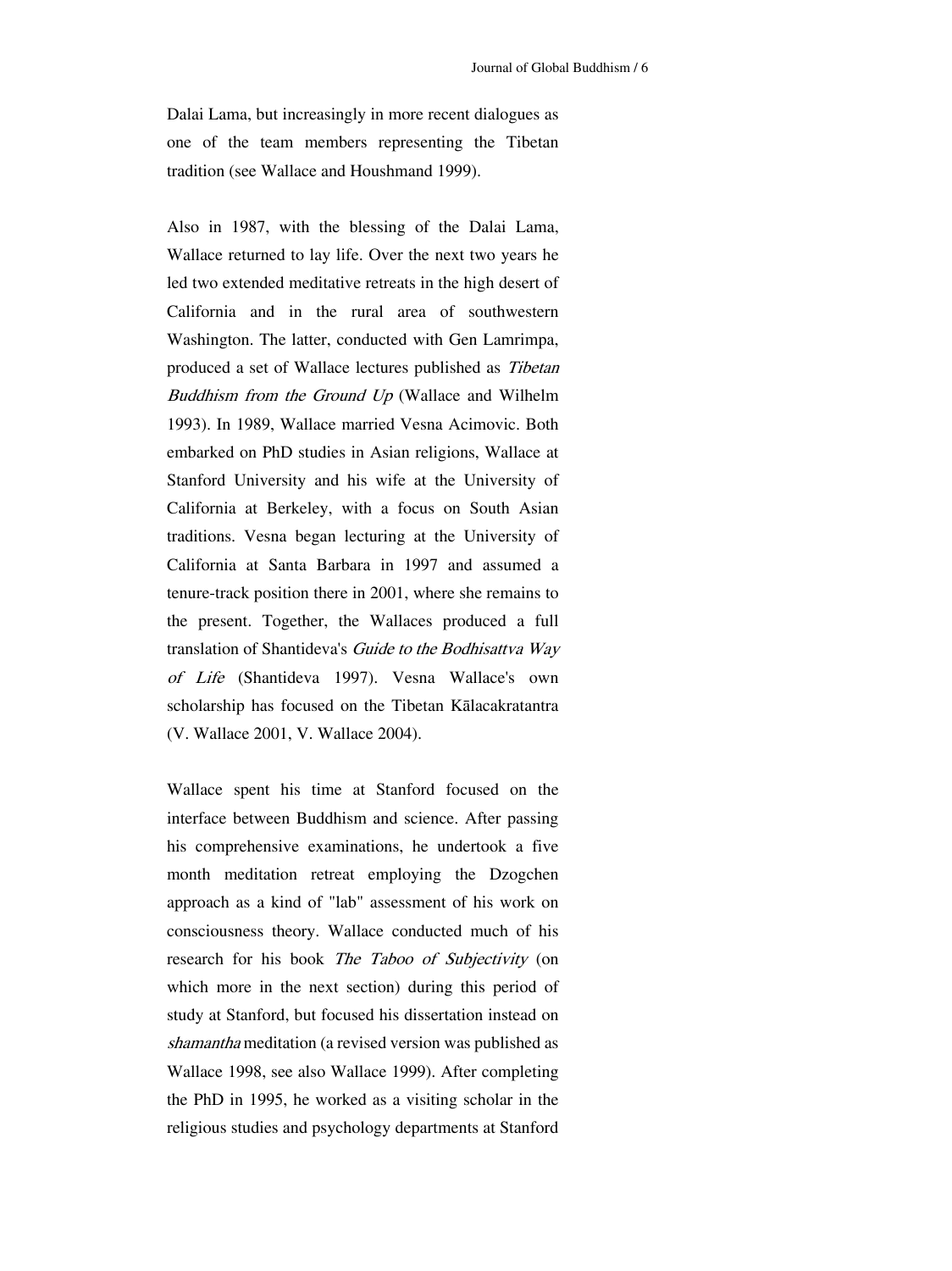Dalai Lama, but increasingly in more recent dialogues as one of the team members representing the Tibetan tradition (see Wallace and Houshmand 1999).

Also in 1987, with the blessing of the Dalai Lama, Wallace returned to lay life. Over the next two years he led two extended meditative retreats in the high desert of California and in the rural area of southwestern Washington. The latter, conducted with Gen Lamrimpa, produced a set of Wallace lectures published as *Tibetan Buddhism from the Ground Up* (Wallace and Wilhelm 1993). In 1989, Wallace married Vesna Acimovic. Both embarked on PhD studies in Asian religions, Wallace at Stanford University and his wife at the University of California at Berkeley, with a focus on South Asian traditions. Vesna began lecturing at the University of California at Santa Barbara in 1997 and assumed a tenure-track position there in 2001, where she remains to the present. Together, the Wallaces produced a full translation of Shantideva's *Guide to the Bodhisattva Way of Life* (Shantideva 1997). Vesna Wallace's own scholarship has focused on the Tibetan Kālacakratantra (V. Wallace 2001, V. Wallace 2004).

Wallace spent his time at Stanford focused on the interface between Buddhism and science. After passing his comprehensive examinations, he undertook a five month meditation retreat employing the Dzogchen approach as a kind of "lab" assessment of his work on consciousness theory. Wallace conducted much of his research for his book *The Taboo of Subjectivity* (on which more in the next section) during this period of study at Stanford, but focused his dissertation instead on *shamantha* meditation (a revised version was published as Wallace 1998, see also Wallace 1999). After completing the PhD in 1995, he worked as a visiting scholar in the religious studies and psychology departments at Stanford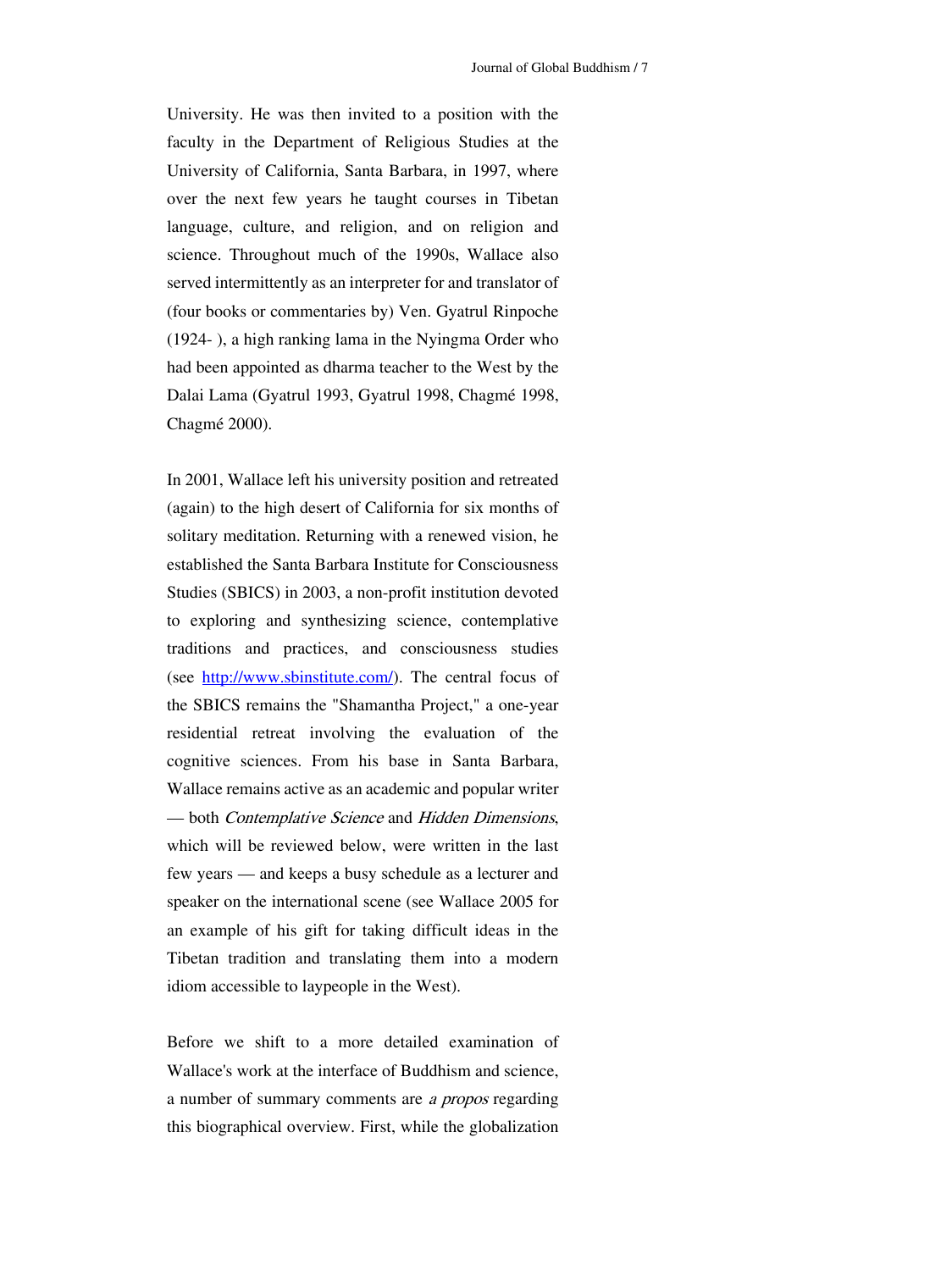University. He was then invited to a position with the faculty in the Department of Religious Studies at the University of California, Santa Barbara, in 1997, where over the next few years he taught courses in Tibetan language, culture, and religion, and on religion and science. Throughout much of the 1990s, Wallace also served intermittently as an interpreter for and translator of (four books or commentaries by) Ven. Gyatrul Rinpoche (1924- ), a high ranking lama in the Nyingma Order who had been appointed as dharma teacher to the West by the Dalai Lama (Gyatrul 1993, Gyatrul 1998, Chagmé 1998, Chagmé 2000).

In 2001, Wallace left his university position and retreated (again) to the high desert of California for six months of solitary meditation. Returning with a renewed vision, he established the Santa Barbara Institute for Consciousness Studies (SBICS) in 2003, a non-profit institution devoted to exploring and synthesizing science, contemplative traditions and practices, and consciousness studies (see [http://www.sbinstitute.com/](http://www.sbinstitute.com/)). The central focus of the SBICS remains the "Shamantha Project," a one-year residential retreat involving the evaluation of the cognitive sciences. From his base in Santa Barbara, Wallace remains active as an academic and popular writer — both *Contemplative Science* and *Hidden Dimensions*, which will be reviewed below, were written in the last few years — and keeps a busy schedule as a lecturer and speaker on the international scene (see Wallace 2005 for an example of his gift for taking difficult ideas in the Tibetan tradition and translating them into a modern idiom accessible to laypeople in the West).

Before we shift to a more detailed examination of Wallace's work at the interface of Buddhism and science, a number of summary comments are *a propos* regarding this biographical overview. First, while the globalization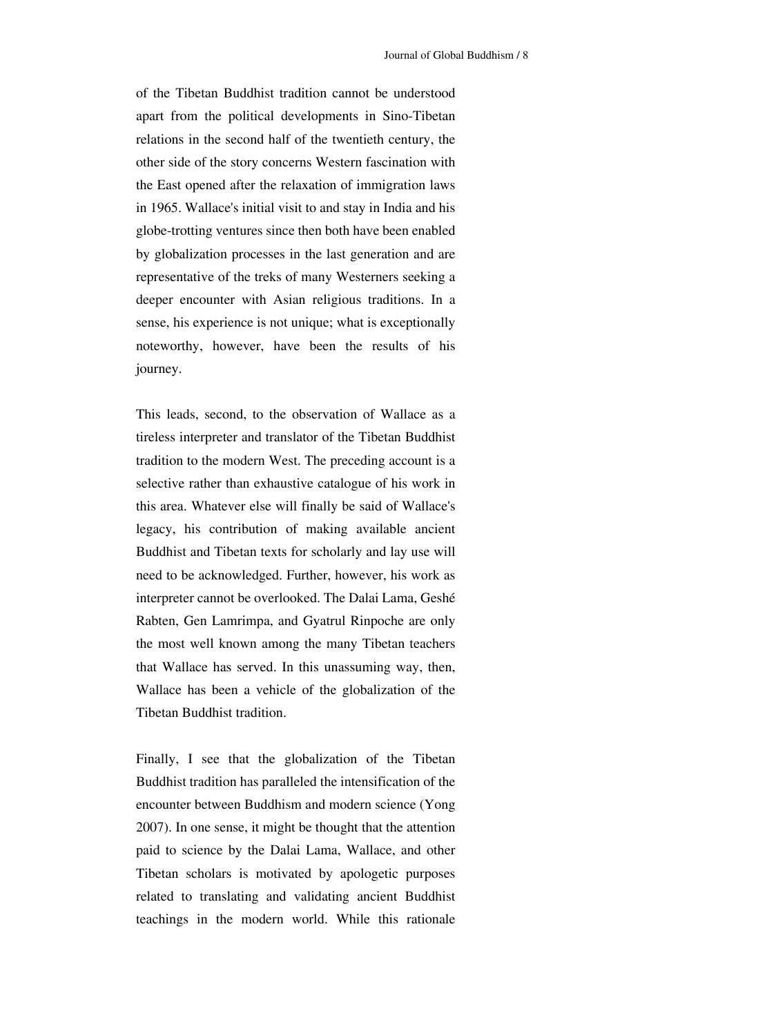of the Tibetan Buddhist tradition cannot be understood apart from the political developments in Sino-Tibetan relations in the second half of the twentieth century, the other side of the story concerns Western fascination with the East opened after the relaxation of immigration laws in 1965. Wallace's initial visit to and stay in India and his globe-trotting ventures since then both have been enabled by globalization processes in the last generation and are representative of the treks of many Westerners seeking a deeper encounter with Asian religious traditions. In a sense, his experience is not unique; what is exceptionally noteworthy, however, have been the results of his journey.

This leads, second, to the observation of Wallace as a tireless interpreter and translator of the Tibetan Buddhist tradition to the modern West. The preceding account is a selective rather than exhaustive catalogue of his work in this area. Whatever else will finally be said of Wallace's legacy, his contribution of making available ancient Buddhist and Tibetan texts for scholarly and lay use will need to be acknowledged. Further, however, his work as interpreter cannot be overlooked. The Dalai Lama, Geshé Rabten, Gen Lamrimpa, and Gyatrul Rinpoche are only the most well known among the many Tibetan teachers that Wallace has served. In this unassuming way, then, Wallace has been a vehicle of the globalization of the Tibetan Buddhist tradition.

Finally, I see that the globalization of the Tibetan Buddhist tradition has paralleled the intensification of the encounter between Buddhism and modern science (Yong 2007). In one sense, it might be thought that the attention paid to science by the Dalai Lama, Wallace, and other Tibetan scholars is motivated by apologetic purposes related to translating and validating ancient Buddhist teachings in the modern world. While this rationale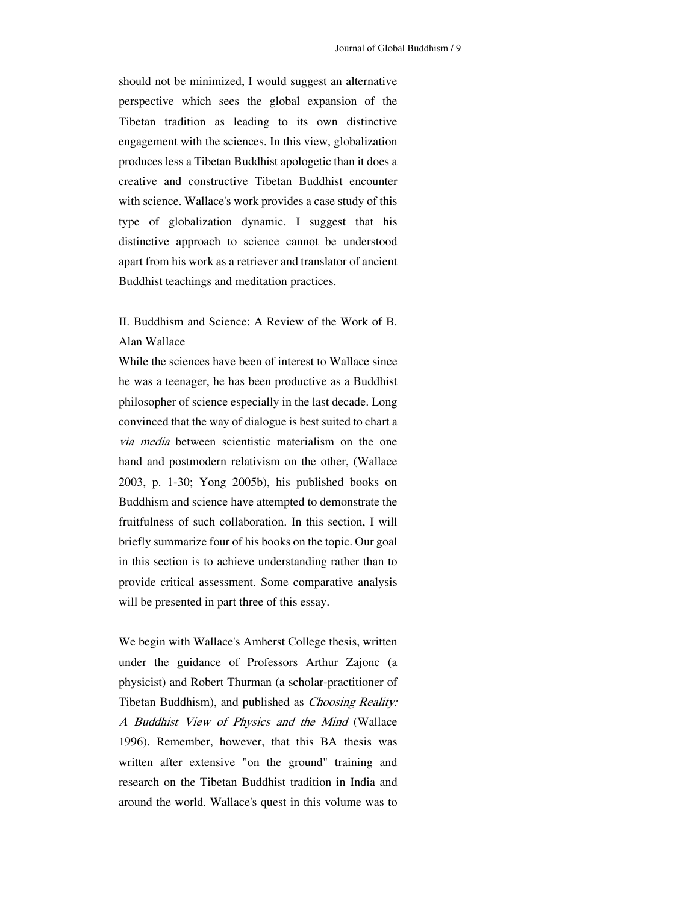should not be minimized, I would suggest an alternative perspective which sees the global expansion of the Tibetan tradition as leading to its own distinctive engagement with the sciences. In this view, globalization produces less a Tibetan Buddhist apologetic than it does a creative and constructive Tibetan Buddhist encounter with science. Wallace's work provides a case study of this type of globalization dynamic. I suggest that his distinctive approach to science cannot be understood apart from his work as a retriever and translator of ancient Buddhist teachings and meditation practices.

## II. Buddhism and Science: A Review of the Work of B. Alan Wallace

While the sciences have been of interest to Wallace since he was a teenager, he has been productive as a Buddhist philosopher of science especially in the last decade. Long convinced that the way of dialogue is best suited to chart a *via media* between scientistic materialism on the one hand and postmodern relativism on the other, (Wallace 2003, p. 1-30; Yong 2005b), his published books on Buddhism and science have attempted to demonstrate the fruitfulness of such collaboration. In this section, I will briefly summarize four of his books on the topic. Our goal in this section is to achieve understanding rather than to provide critical assessment. Some comparative analysis will be presented in part three of this essay.

We begin with Wallace's Amherst College thesis, written under the guidance of Professors Arthur Zajonc (a physicist) and Robert Thurman (a scholar-practitioner of Tibetan Buddhism), and published as *Choosing Reality: A Buddhist View of Physics and the Mind* (Wallace 1996). Remember, however, that this BA thesis was written after extensive "on the ground" training and research on the Tibetan Buddhist tradition in India and around the world. Wallace's quest in this volume was to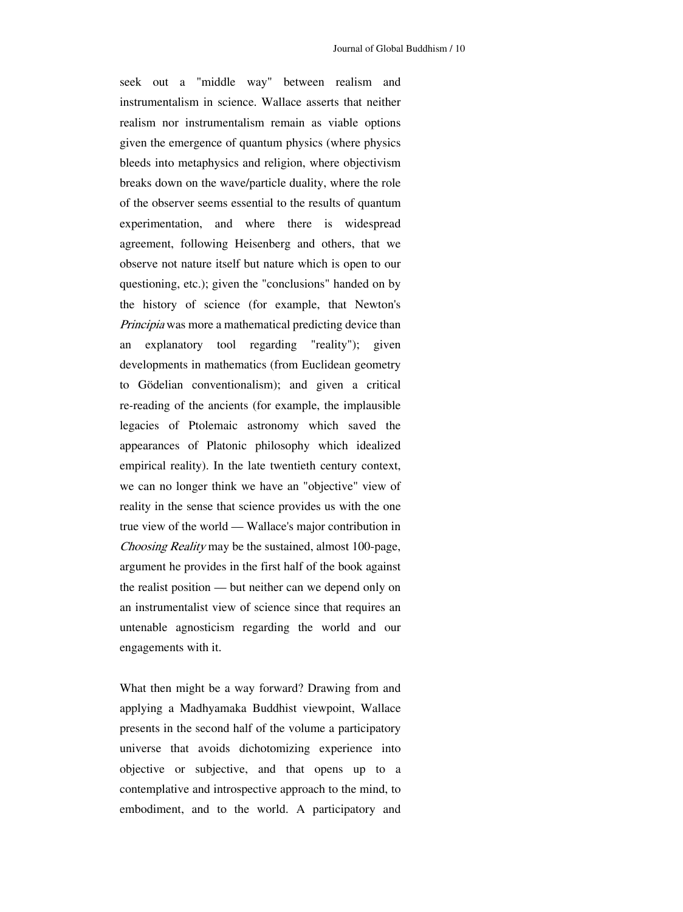seek out a "middle way" between realism and instrumentalism in science. Wallace asserts that neither realism nor instrumentalism remain as viable options given the emergence of quantum physics (where physics bleeds into metaphysics and religion, where objectivism breaks down on the wave/particle duality, where the role of the observer seems essential to the results of quantum experimentation, and where there is widespread agreement, following Heisenberg and others, that we observe not nature itself but nature which is open to our questioning, etc.); given the "conclusions" handed on by the history of science (for example, that Newton's *Principia* was more a mathematical predicting device than an explanatory tool regarding "reality"); given developments in mathematics (from Euclidean geometry to Gödelian conventionalism); and given a critical re-reading of the ancients (for example, the implausible legacies of Ptolemaic astronomy which saved the appearances of Platonic philosophy which idealized empirical reality). In the late twentieth century context, we can no longer think we have an "objective" view of reality in the sense that science provides us with the one true view of the world — Wallace's major contribution in *Choosing Reality* may be the sustained, almost 100-page, argument he provides in the first half of the book against the realist position — but neither can we depend only on an instrumentalist view of science since that requires an untenable agnosticism regarding the world and our engagements with it.

What then might be a way forward? Drawing from and applying a Madhyamaka Buddhist viewpoint, Wallace presents in the second half of the volume a participatory universe that avoids dichotomizing experience into objective or subjective, and that opens up to a contemplative and introspective approach to the mind, to embodiment, and to the world. A participatory and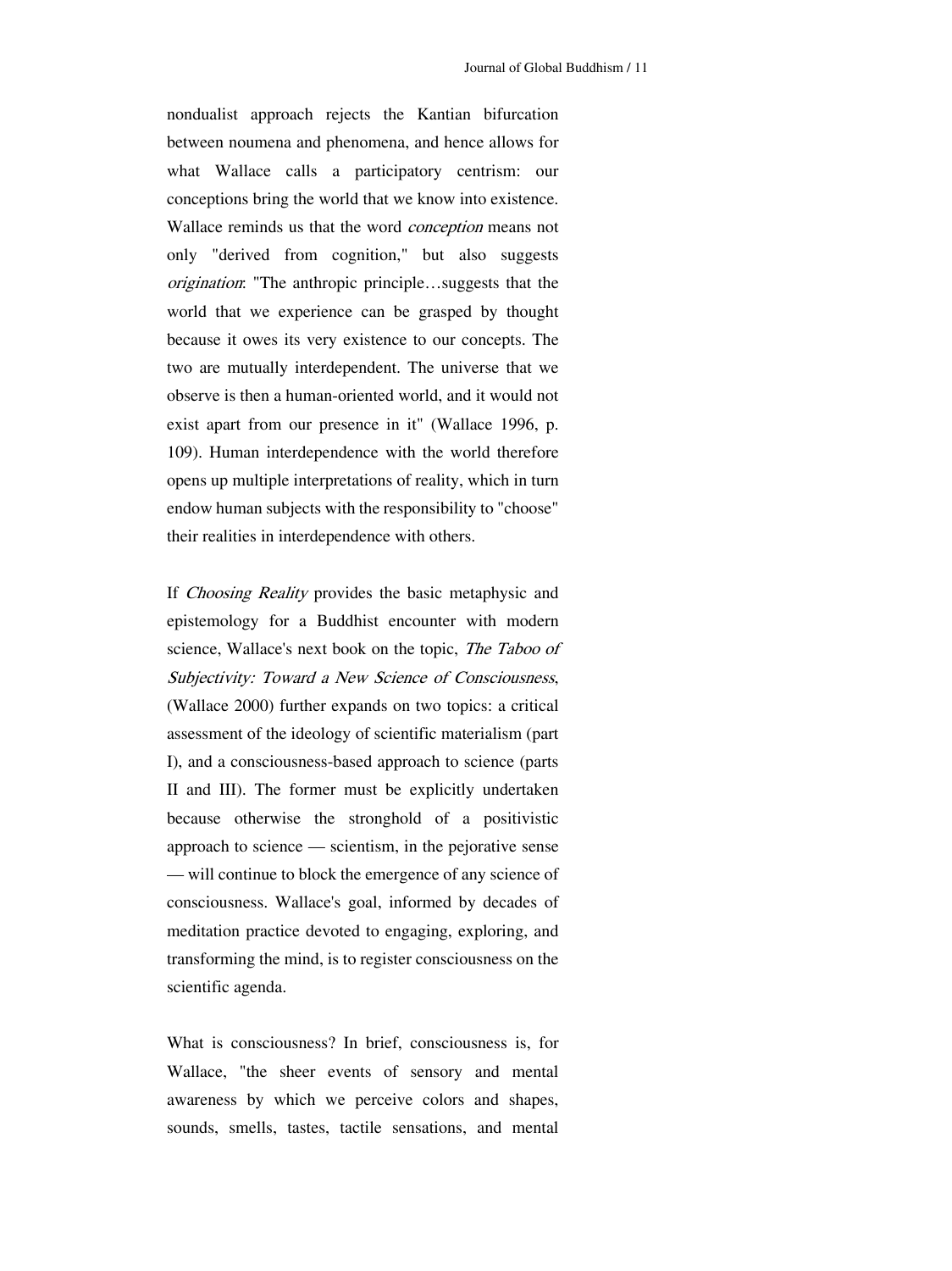nondualist approach rejects the Kantian bifurcation between noumena and phenomena, and hence allows for what Wallace calls a participatory centrism: our conceptions bring the world that we know into existence. Wallace reminds us that the word *conception* means not only "derived from cognition," but also suggests *origination*: "The anthropic principle…suggests that the world that we experience can be grasped by thought because it owes its very existence to our concepts. The two are mutually interdependent. The universe that we observe is then a human-oriented world, and it would not exist apart from our presence in it" (Wallace 1996, p. 109). Human interdependence with the world therefore opens up multiple interpretations of reality, which in turn endow human subjects with the responsibility to "choose" their realities in interdependence with others.

If *Choosing Reality* provides the basic metaphysic and epistemology for a Buddhist encounter with modern science, Wallace's next book on the topic, *The Taboo of Subjectivity: Toward a New Science of Consciousness*, (Wallace 2000) further expands on two topics: a critical assessment of the ideology of scientific materialism (part I), and a consciousness-based approach to science (parts II and III). The former must be explicitly undertaken because otherwise the stronghold of a positivistic approach to science — scientism, in the pejorative sense — will continue to block the emergence of any science of consciousness. Wallace's goal, informed by decades of meditation practice devoted to engaging, exploring, and transforming the mind, is to register consciousness on the scientific agenda.

What is consciousness? In brief, consciousness is, for Wallace, "the sheer events of sensory and mental awareness by which we perceive colors and shapes, sounds, smells, tastes, tactile sensations, and mental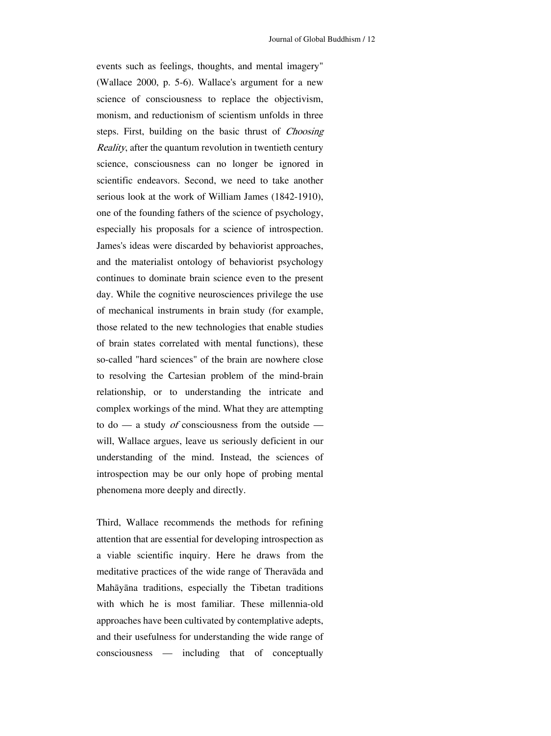events such as feelings, thoughts, and mental imagery" (Wallace 2000, p. 5-6). Wallace's argument for a new science of consciousness to replace the objectivism, monism, and reductionism of scientism unfolds in three steps. First, building on the basic thrust of *Choosing Reality*, after the quantum revolution in twentieth century science, consciousness can no longer be ignored in scientific endeavors. Second, we need to take another serious look at the work of William James (1842-1910), one of the founding fathers of the science of psychology, especially his proposals for a science of introspection. James's ideas were discarded by behaviorist approaches, and the materialist ontology of behaviorist psychology continues to dominate brain science even to the present day. While the cognitive neurosciences privilege the use of mechanical instruments in brain study (for example, those related to the new technologies that enable studies of brain states correlated with mental functions), these so-called "hard sciences" of the brain are nowhere close to resolving the Cartesian problem of the mind-brain relationship, or to understanding the intricate and complex workings of the mind. What they are attempting to do — a study *of* consciousness from the outside — will, Wallace argues, leave us seriously deficient in our understanding of the mind. Instead, the sciences of introspection may be our only hope of probing mental phenomena more deeply and directly.

Third, Wallace recommends the methods for refining attention that are essential for developing introspection as a viable scientific inquiry. Here he draws from the meditative practices of the wide range of Theravāda and Mahāyāna traditions, especially the Tibetan traditions with which he is most familiar. These millennia-old approaches have been cultivated by contemplative adepts, and their usefulness for understanding the wide range of consciousness — including that of conceptually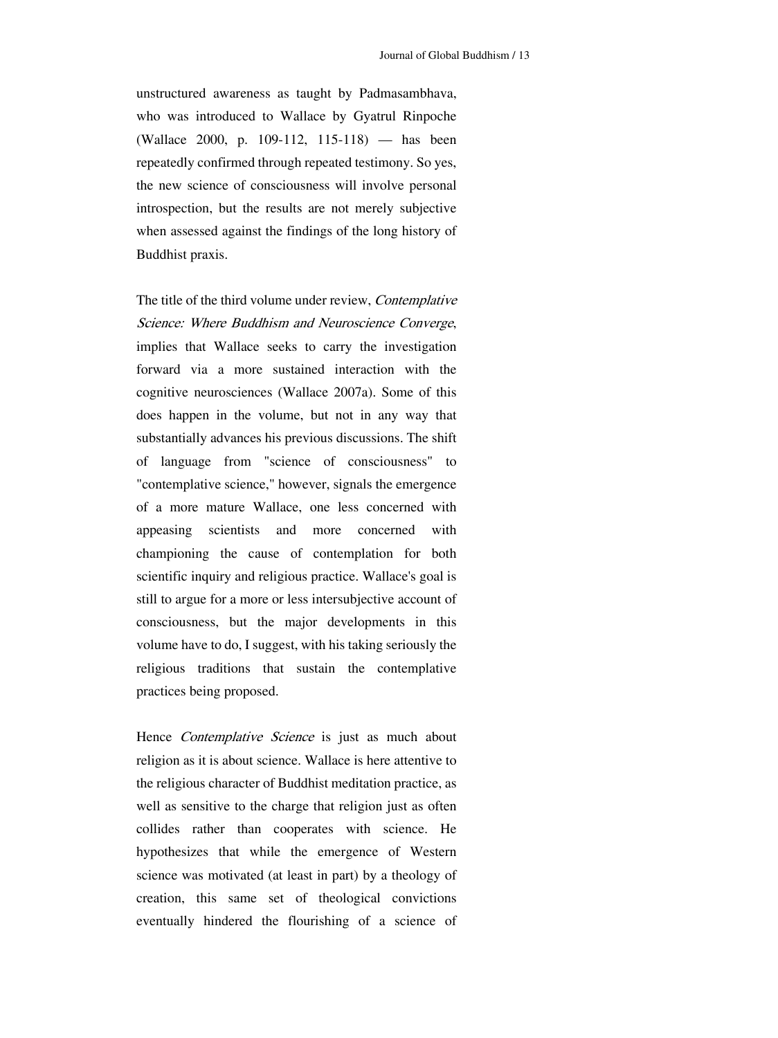unstructured awareness as taught by Padmasambhava, who was introduced to Wallace by Gyatrul Rinpoche (Wallace 2000, p. 109-112, 115-118) — has been repeatedly confirmed through repeated testimony. So yes, the new science of consciousness will involve personal introspection, but the results are not merely subjective when assessed against the findings of the long history of Buddhist praxis.

The title of the third volume under review, *Contemplative Science: Where Buddhism and Neuroscience Converge*, implies that Wallace seeks to carry the investigation forward via a more sustained interaction with the cognitive neurosciences (Wallace 2007a). Some of this does happen in the volume, but not in any way that substantially advances his previous discussions. The shift of language from "science of consciousness" to "contemplative science," however, signals the emergence of a more mature Wallace, one less concerned with appeasing scientists and more concerned with championing the cause of contemplation for both scientific inquiry and religious practice. Wallace's goal is still to argue for a more or less intersubjective account of consciousness, but the major developments in this volume have to do, I suggest, with his taking seriously the religious traditions that sustain the contemplative practices being proposed.

Hence *Contemplative Science* is just as much about religion as it is about science. Wallace is here attentive to the religious character of Buddhist meditation practice, as well as sensitive to the charge that religion just as often collides rather than cooperates with science. He hypothesizes that while the emergence of Western science was motivated (at least in part) by a theology of creation, this same set of theological convictions eventually hindered the flourishing of a science of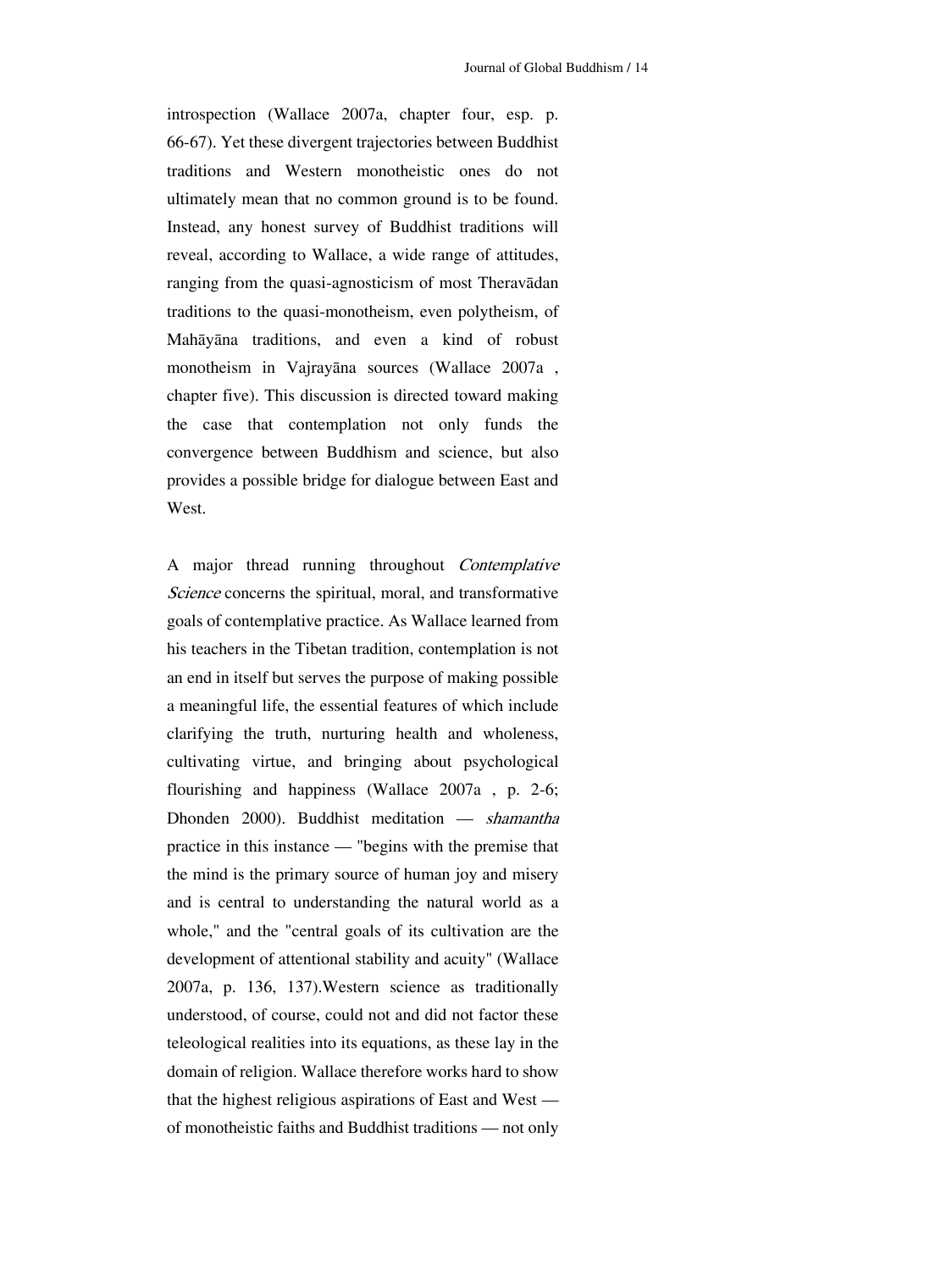introspection (Wallace 2007a, chapter four, esp. p. 66-67). Yet these divergent trajectories between Buddhist traditions and Western monotheistic ones do not ultimately mean that no common ground is to be found. Instead, any honest survey of Buddhist traditions will reveal, according to Wallace, a wide range of attitudes, ranging from the quasi-agnosticism of most Theravādan traditions to the quasi-monotheism, even polytheism, of Mahāyāna traditions, and even a kind of robust monotheism in Vajrayāna sources (Wallace 2007a , chapter five). This discussion is directed toward making the case that contemplation not only funds the convergence between Buddhism and science, but also provides a possible bridge for dialogue between East and West.

A major thread running throughout *Contemplative Science* concerns the spiritual, moral, and transformative goals of contemplative practice. As Wallace learned from his teachers in the Tibetan tradition, contemplation is not an end in itself but serves the purpose of making possible a meaningful life, the essential features of which include clarifying the truth, nurturing health and wholeness, cultivating virtue, and bringing about psychological flourishing and happiness (Wallace 2007a , p. 2-6; Dhonden 2000). Buddhist meditation — *shamantha* practice in this instance — "begins with the premise that the mind is the primary source of human joy and misery and is central to understanding the natural world as a whole," and the "central goals of its cultivation are the development of attentional stability and acuity" (Wallace 2007a, p. 136, 137).Western science as traditionally understood, of course, could not and did not factor these teleological realities into its equations, as these lay in the domain of religion. Wallace therefore works hard to show that the highest religious aspirations of East and West — of monotheistic faiths and Buddhist traditions — not only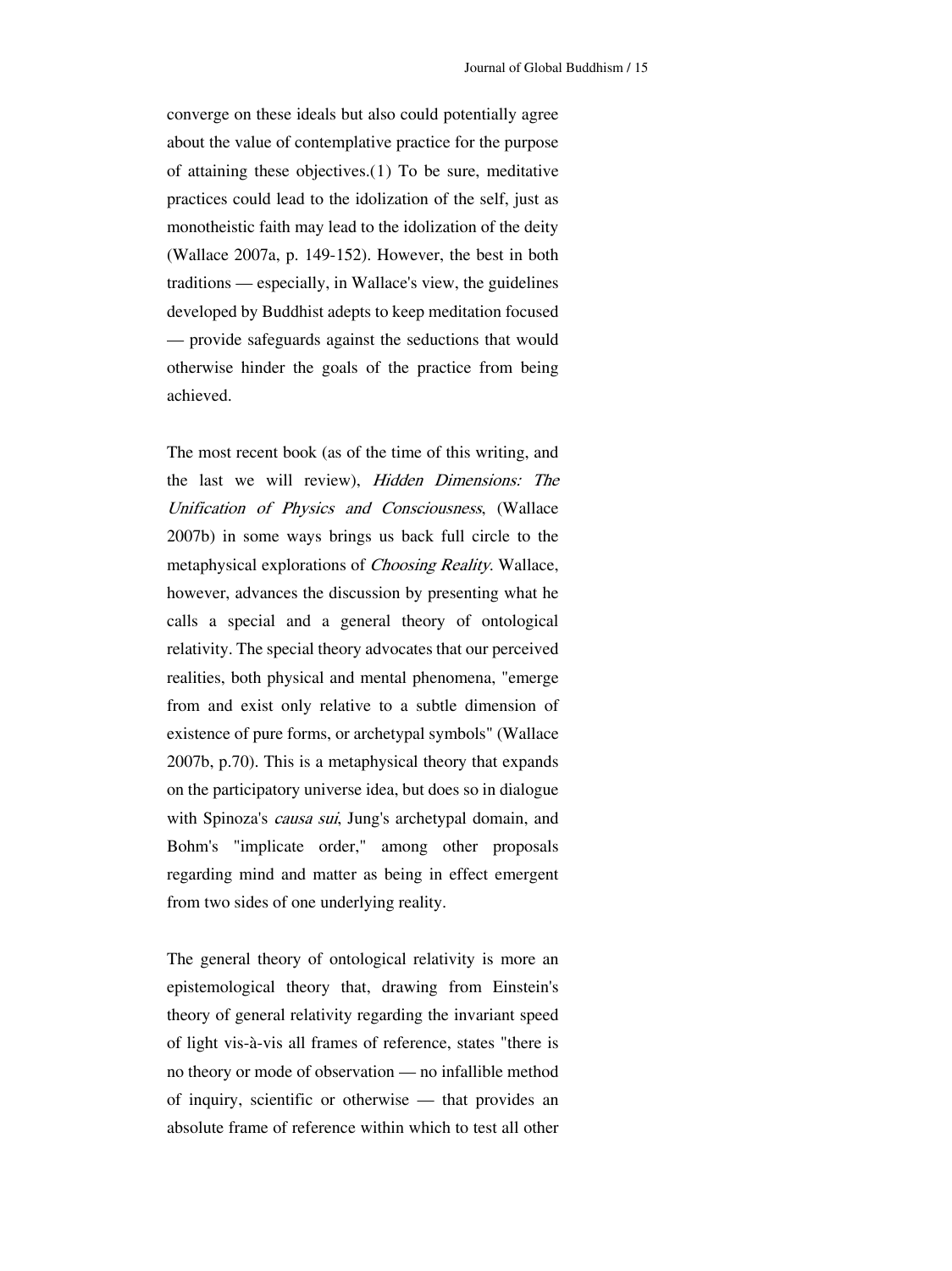converge on these ideals but also could potentially agree about the value of contemplative practice for the purpose of attaining these objectives.(1) To be sure, meditative practices could lead to the idolization of the self, just as monotheistic faith may lead to the idolization of the deity (Wallace 2007a, p. 149-152). However, the best in both traditions — especially, in Wallace's view, the guidelines developed by Buddhist adepts to keep meditation focused — provide safeguards against the seductions that would otherwise hinder the goals of the practice from being achieved.

The most recent book (as of the time of this writing, and the last we will review), *Hidden Dimensions: The Unification of Physics and Consciousness*, (Wallace 2007b) in some ways brings us back full circle to the metaphysical explorations of *Choosing Reality*. Wallace, however, advances the discussion by presenting what he calls a special and a general theory of ontological relativity. The special theory advocates that our perceived realities, both physical and mental phenomena, "emerge from and exist only relative to a subtle dimension of existence of pure forms, or archetypal symbols" (Wallace 2007b, p.70). This is a metaphysical theory that expands on the participatory universe idea, but does so in dialogue with Spinoza's *causa sui*, Jung's archetypal domain, and Bohm's "implicate order," among other proposals regarding mind and matter as being in effect emergent from two sides of one underlying reality.

The general theory of ontological relativity is more an epistemological theory that, drawing from Einstein's theory of general relativity regarding the invariant speed of light vis-à-vis all frames of reference, states "there is no theory or mode of observation — no infallible method of inquiry, scientific or otherwise — that provides an absolute frame of reference within which to test all other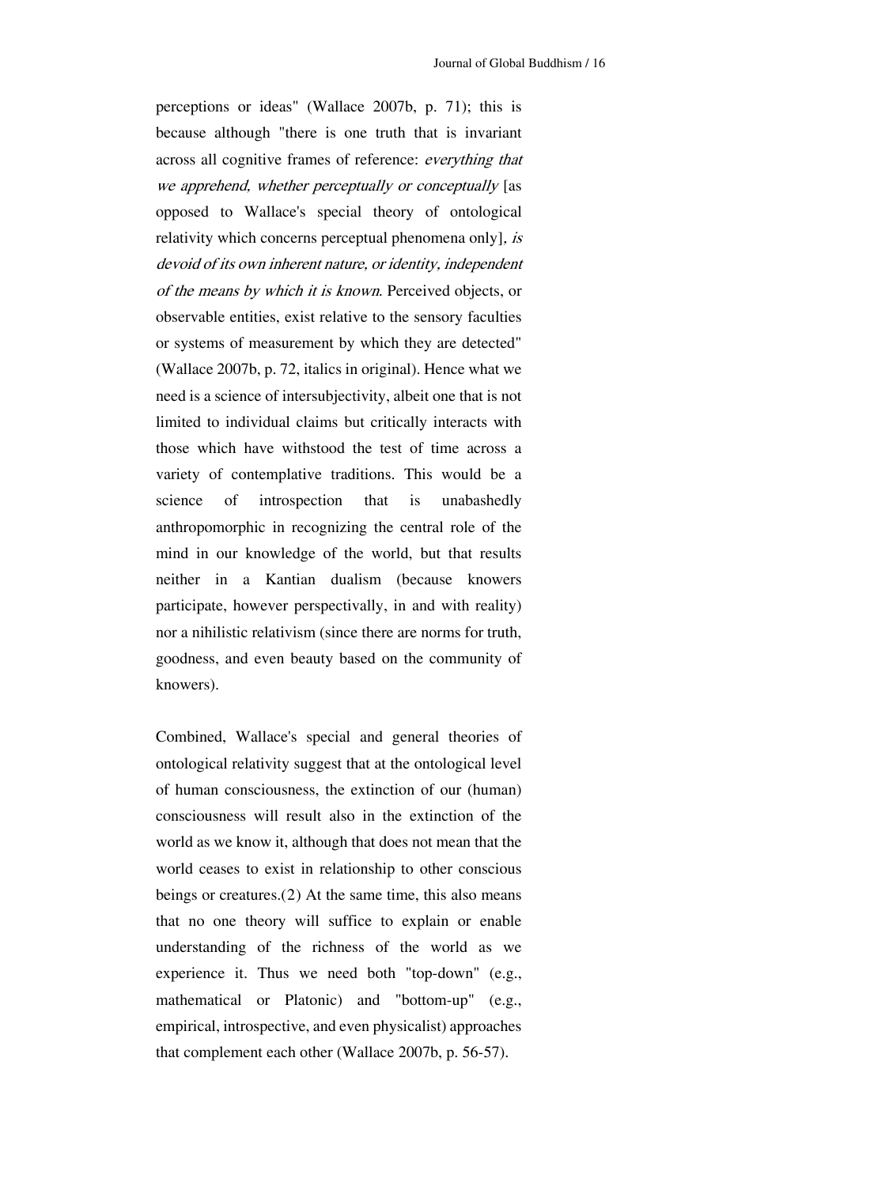perceptions or ideas" (Wallace 2007b, p. 71); this is because although "there is one truth that is invariant across all cognitive frames of reference: *everything that we apprehend, whether perceptually or conceptually* [as opposed to Wallace's special theory of ontological relativity which concerns perceptual phenomena only]*, is devoid of its own inherent nature, or identity, independent of the means by which it is known*. Perceived objects, or observable entities, exist relative to the sensory faculties or systems of measurement by which they are detected" (Wallace 2007b, p. 72, italics in original). Hence what we need is a science of intersubjectivity, albeit one that is not limited to individual claims but critically interacts with those which have withstood the test of time across a variety of contemplative traditions. This would be a science of introspection that is unabashedly anthropomorphic in recognizing the central role of the mind in our knowledge of the world, but that results neither in a Kantian dualism (because knowers participate, however perspectivally, in and with reality) nor a nihilistic relativism (since there are norms for truth, goodness, and even beauty based on the community of knowers).

Combined, Wallace's special and general theories of ontological relativity suggest that at the ontological level of human consciousness, the extinction of our (human) consciousness will result also in the extinction of the world as we know it, although that does not mean that the world ceases to exist in relationship to other conscious beings or creatures.(2) At the same time, this also means that no one theory will suffice to explain or enable understanding of the richness of the world as we experience it. Thus we need both "top-down" (e.g., mathematical or Platonic) and "bottom-up" (e.g., empirical, introspective, and even physicalist) approaches that complement each other (Wallace 2007b, p. 56-57).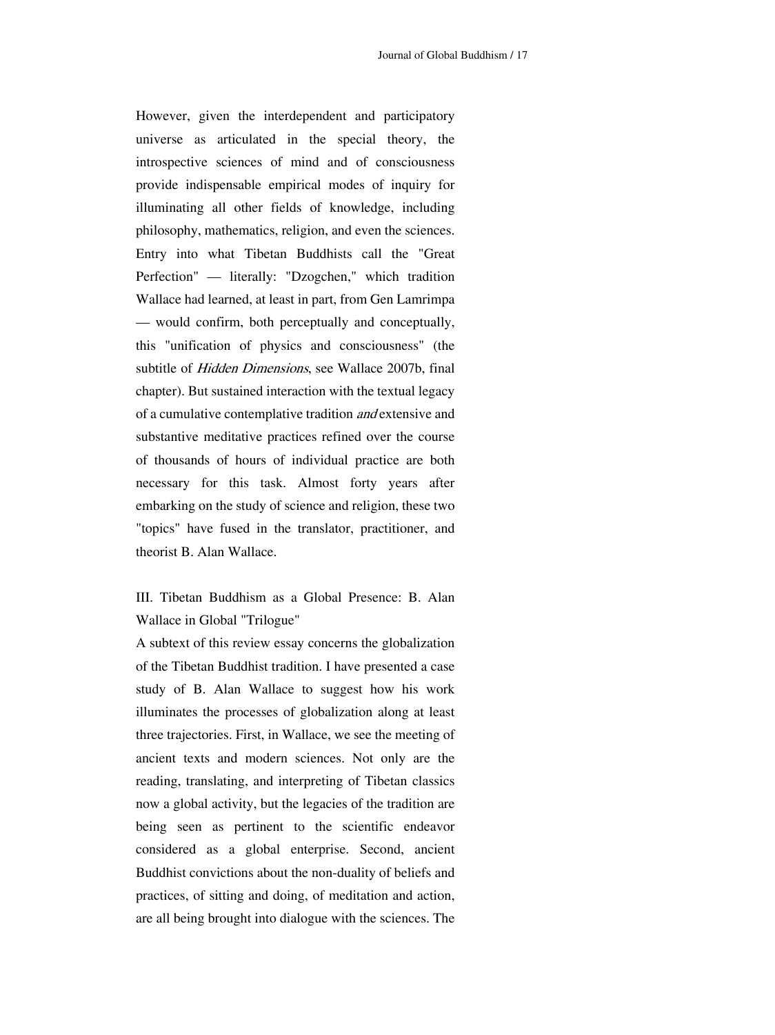However, given the interdependent and participatory universe as articulated in the special theory, the introspective sciences of mind and of consciousness provide indispensable empirical modes of inquiry for illuminating all other fields of knowledge, including philosophy, mathematics, religion, and even the sciences. Entry into what Tibetan Buddhists call the "Great Perfection" — literally: "Dzogchen," which tradition Wallace had learned, at least in part, from Gen Lamrimpa — would confirm, both perceptually and conceptually, this "unification of physics and consciousness" (the subtitle of *Hidden Dimensions*, see Wallace 2007b, final chapter). But sustained interaction with the textual legacy of a cumulative contemplative tradition *and* extensive and substantive meditative practices refined over the course of thousands of hours of individual practice are both necessary for this task. Almost forty years after embarking on the study of science and religion, these two "topics" have fused in the translator, practitioner, and theorist B. Alan Wallace.

## III. Tibetan Buddhism as a Global Presence: B. Alan Wallace in Global "Trilogue"

A subtext of this review essay concerns the globalization of the Tibetan Buddhist tradition. I have presented a case study of B. Alan Wallace to suggest how his work illuminates the processes of globalization along at least three trajectories. First, in Wallace, we see the meeting of ancient texts and modern sciences. Not only are the reading, translating, and interpreting of Tibetan classics now a global activity, but the legacies of the tradition are being seen as pertinent to the scientific endeavor considered as a global enterprise. Second, ancient Buddhist convictions about the non-duality of beliefs and practices, of sitting and doing, of meditation and action, are all being brought into dialogue with the sciences. The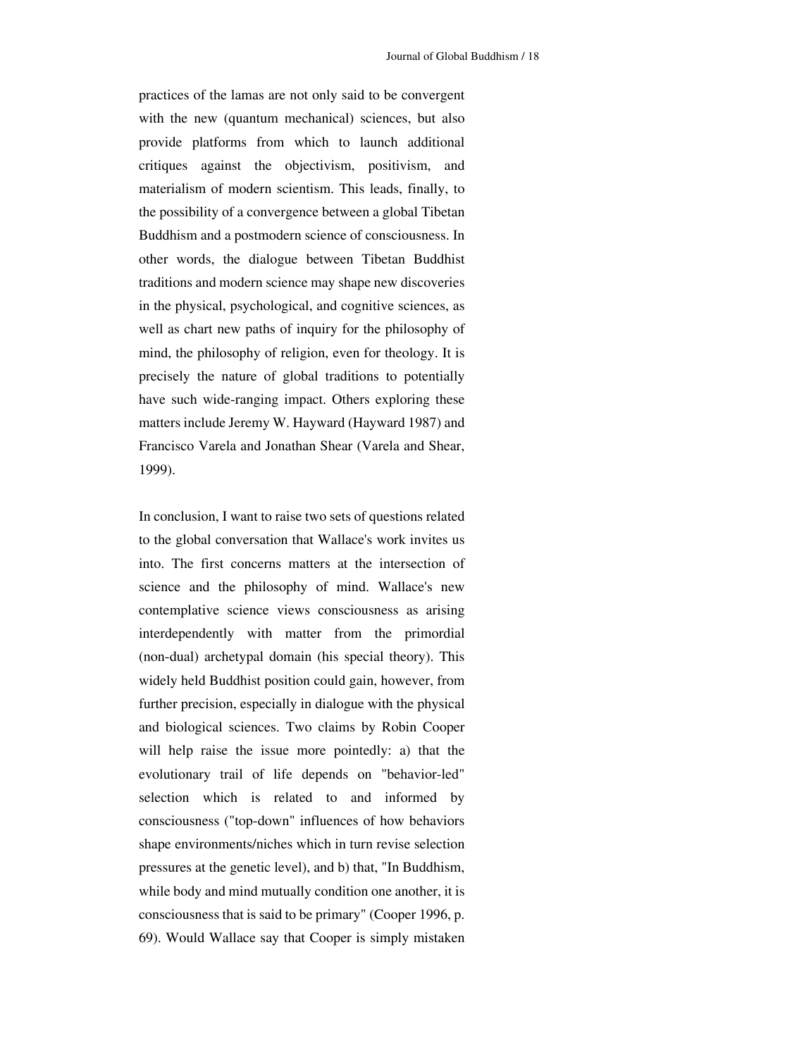practices of the lamas are not only said to be convergent with the new (quantum mechanical) sciences, but also provide platforms from which to launch additional critiques against the objectivism, positivism, and materialism of modern scientism. This leads, finally, to the possibility of a convergence between a global Tibetan Buddhism and a postmodern science of consciousness. In other words, the dialogue between Tibetan Buddhist traditions and modern science may shape new discoveries in the physical, psychological, and cognitive sciences, as well as chart new paths of inquiry for the philosophy of mind, the philosophy of religion, even for theology. It is precisely the nature of global traditions to potentially have such wide-ranging impact. Others exploring these matters include Jeremy W. Hayward (Hayward 1987) and Francisco Varela and Jonathan Shear (Varela and Shear, 1999).

In conclusion, I want to raise two sets of questions related to the global conversation that Wallace's work invites us into. The first concerns matters at the intersection of science and the philosophy of mind. Wallace's new contemplative science views consciousness as arising interdependently with matter from the primordial (non-dual) archetypal domain (his special theory). This widely held Buddhist position could gain, however, from further precision, especially in dialogue with the physical and biological sciences. Two claims by Robin Cooper will help raise the issue more pointedly: a) that the evolutionary trail of life depends on "behavior-led" selection which is related to and informed by consciousness ("top-down" influences of how behaviors shape environments/niches which in turn revise selection pressures at the genetic level), and b) that, "In Buddhism, while body and mind mutually condition one another, it is consciousness that is said to be primary" (Cooper 1996, p. 69). Would Wallace say that Cooper is simply mistaken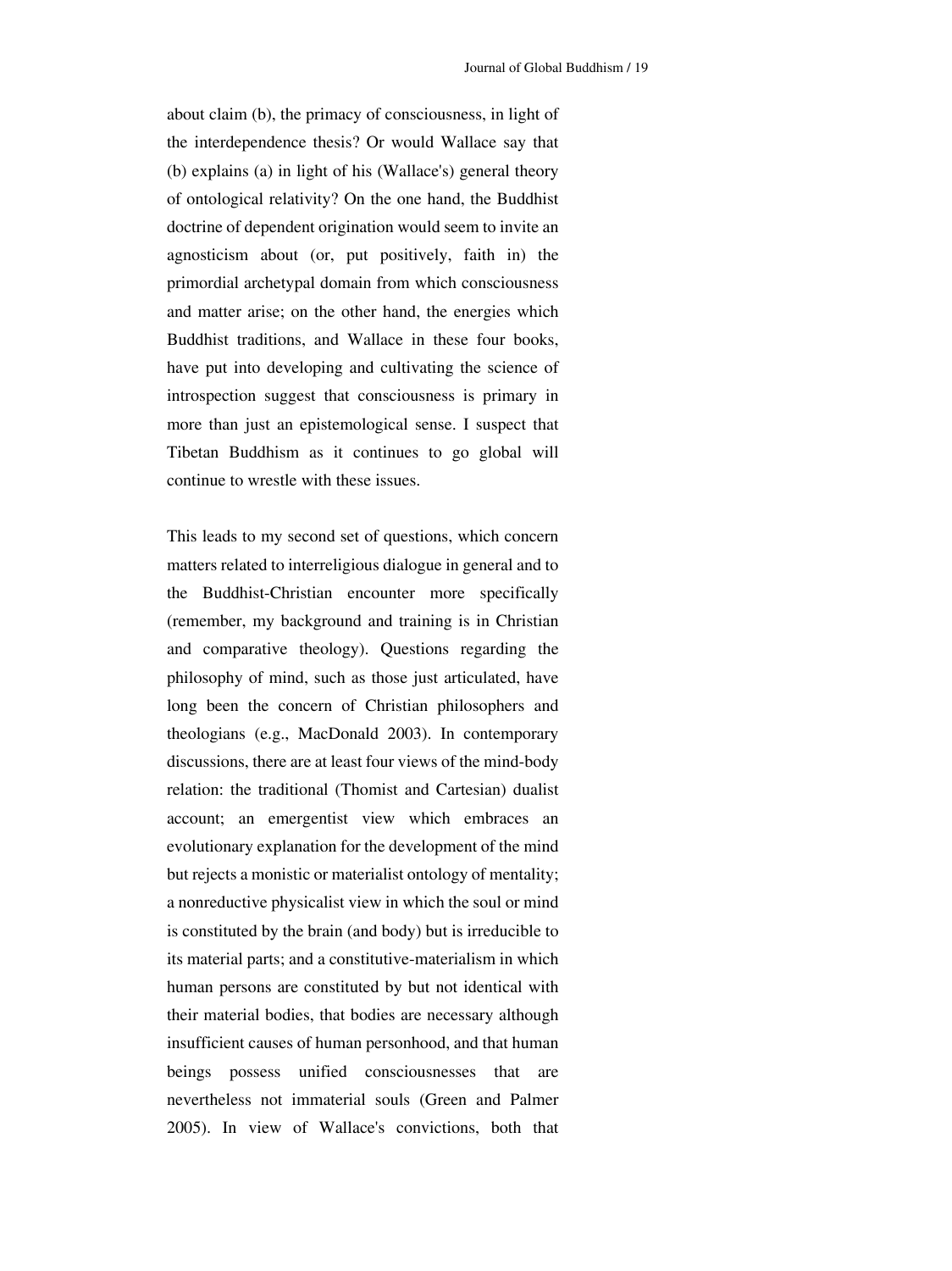about claim (b), the primacy of consciousness, in light of the interdependence thesis? Or would Wallace say that (b) explains (a) in light of his (Wallace's) general theory of ontological relativity? On the one hand, the Buddhist doctrine of dependent origination would seem to invite an agnosticism about (or, put positively, faith in) the primordial archetypal domain from which consciousness and matter arise; on the other hand, the energies which Buddhist traditions, and Wallace in these four books, have put into developing and cultivating the science of introspection suggest that consciousness is primary in more than just an epistemological sense. I suspect that Tibetan Buddhism as it continues to go global will continue to wrestle with these issues.

This leads to my second set of questions, which concern matters related to interreligious dialogue in general and to the Buddhist-Christian encounter more specifically (remember, my background and training is in Christian and comparative theology). Questions regarding the philosophy of mind, such as those just articulated, have long been the concern of Christian philosophers and theologians (e.g., MacDonald 2003). In contemporary discussions, there are at least four views of the mind-body relation: the traditional (Thomist and Cartesian) dualist account; an emergentist view which embraces an evolutionary explanation for the development of the mind but rejects a monistic or materialist ontology of mentality; a nonreductive physicalist view in which the soul or mind is constituted by the brain (and body) but is irreducible to its material parts; and a constitutive-materialism in which human persons are constituted by but not identical with their material bodies, that bodies are necessary although insufficient causes of human personhood, and that human beings possess unified consciousnesses that are nevertheless not immaterial souls (Green and Palmer 2005). In view of Wallace's convictions, both that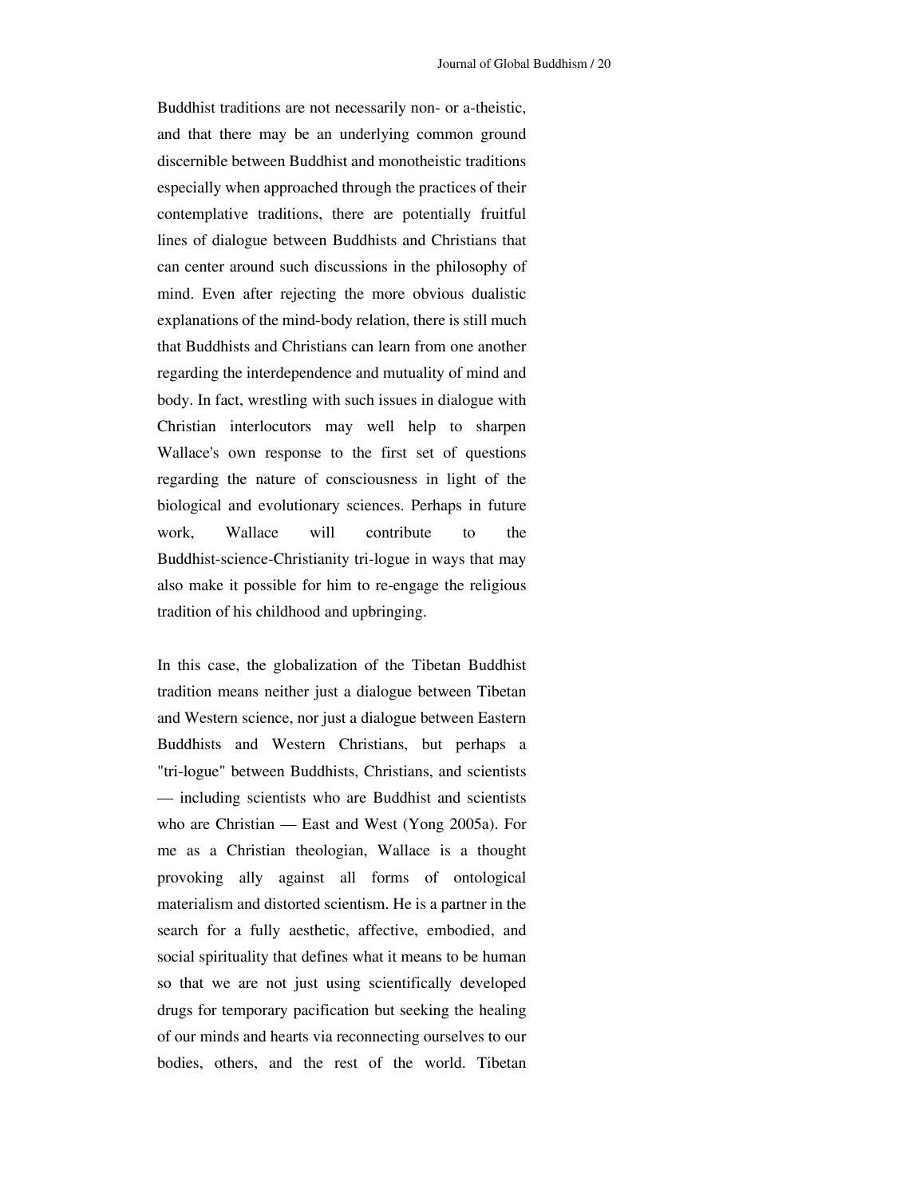Buddhist traditions are not necessarily non- or a-theistic, and that there may be an underlying common ground discernible between Buddhist and monotheistic traditions especially when approached through the practices of their contemplative traditions, there are potentially fruitful lines of dialogue between Buddhists and Christians that can center around such discussions in the philosophy of mind. Even after rejecting the more obvious dualistic explanations of the mind-body relation, there is still much that Buddhists and Christians can learn from one another regarding the interdependence and mutuality of mind and body. In fact, wrestling with such issues in dialogue with Christian interlocutors may well help to sharpen Wallace's own response to the first set of questions regarding the nature of consciousness in light of the biological and evolutionary sciences. Perhaps in future work, Wallace will contribute to the Buddhist-science-Christianity tri-logue in ways that may also make it possible for him to re-engage the religious tradition of his childhood and upbringing.

In this case, the globalization of the Tibetan Buddhist tradition means neither just a dialogue between Tibetan and Western science, nor just a dialogue between Eastern Buddhists and Western Christians, but perhaps a "tri-logue" between Buddhists, Christians, and scientists — including scientists who are Buddhist and scientists who are Christian — East and West (Yong 2005a). For me as a Christian theologian, Wallace is a thought provoking ally against all forms of ontological materialism and distorted scientism. He is a partner in the search for a fully aesthetic, affective, embodied, and social spirituality that defines what it means to be human so that we are not just using scientifically developed drugs for temporary pacification but seeking the healing of our minds and hearts via reconnecting ourselves to our bodies, others, and the rest of the world. Tibetan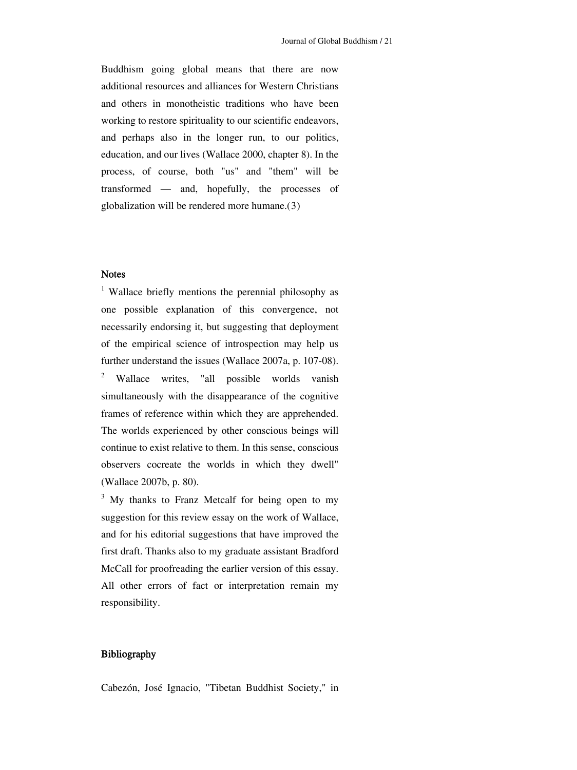Buddhism going global means that there are now additional resources and alliances for Western Christians and others in monotheistic traditions who have been working to restore spirituality to our scientific endeavors, and perhaps also in the longer run, to our politics, education, and our lives (Wallace 2000, chapter 8). In the process, of course, both "us" and "them" will be transformed — and, hopefully, the processes of globalization will be rendered more humane.(3)

## Notes

[1] Wallace briefly mentions the perennial philosophy as one possible explanation of this convergence, not necessarily endorsing it, but suggesting that deployment of the empirical science of introspection may help us further understand the issues (Wallace 2007a, p. 107-08).

[2] Wallace writes, "all possible worlds vanish simultaneously with the disappearance of the cognitive frames of reference within which they are apprehended. The worlds experienced by other conscious beings will continue to exist relative to them. In this sense, conscious observers cocreate the worlds in which they dwell" (Wallace 2007b, p. 80).

[3] My thanks to Franz Metcalf for being open to my suggestion for this review essay on the work of Wallace, and for his editorial suggestions that have improved the first draft. Thanks also to my graduate assistant Bradford McCall for proofreading the earlier version of this essay. All other errors of fact or interpretation remain my responsibility.

## Bibliography

Cabezón, José Ignacio, "Tibetan Buddhist Society," in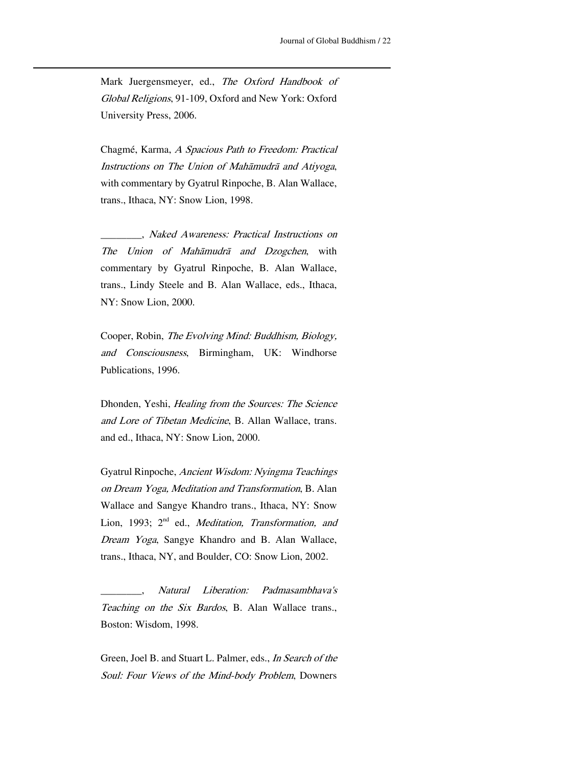Mark Juergensmeyer, ed., *The Oxford Handbook of Global Religions*, 91-109, Oxford and New York: Oxford University Press, 2006.

Chagmé, Karma, *A Spacious Path to Freedom: Practical Instructions on The Union of Mahāmudrā and Atiyoga*, with commentary by Gyatrul Rinpoche, B. Alan Wallace, trans., Ithaca, NY: Snow Lion, 1998.

________, *Naked Awareness: Practical Instructions on The Union of Mahāmudrā and Dzogchen*, with commentary by Gyatrul Rinpoche, B. Alan Wallace, trans., Lindy Steele and B. Alan Wallace, eds., Ithaca, NY: Snow Lion, 2000.

Cooper, Robin, *The Evolving Mind: Buddhism, Biology, and Consciousness*, Birmingham, UK: Windhorse Publications, 1996.

Dhonden, Yeshi, *Healing from the Sources: The Science and Lore of Tibetan Medicine*, B. Allan Wallace, trans. and ed., Ithaca, NY: Snow Lion, 2000.

Gyatrul Rinpoche, *Ancient Wisdom: Nyingma Teachings on Dream Yoga, Meditation and Transformation*, B. Alan Wallace and Sangye Khandro trans., Ithaca, NY: Snow Lion, 1993; 2nd ed., *Meditation, Transformation, and Dream Yoga*, Sangye Khandro and B. Alan Wallace, trans., Ithaca, NY, and Boulder, CO: Snow Lion, 2002.

________, *Natural Liberation: Padmasambhava's Teaching on the Six Bardos*, B. Alan Wallace trans., Boston: Wisdom, 1998.

Green, Joel B. and Stuart L. Palmer, eds., *In Search of the Soul: Four Views of the Mind-body Problem*, Downers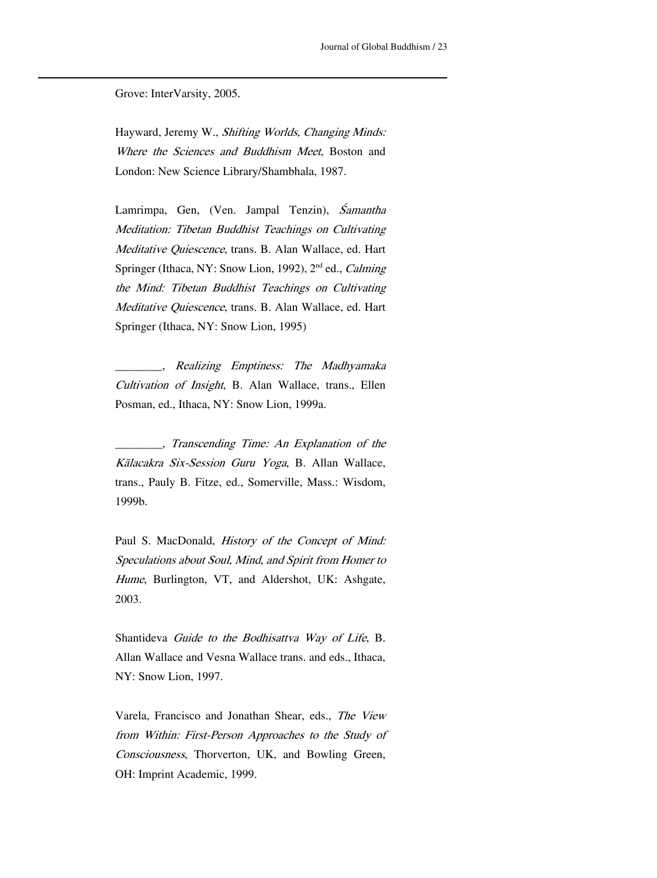Grove: InterVarsity, 2005.

Hayward, Jeremy W., *Shifting Worlds, Changing Minds: Where the Sciences and Buddhism Meet*, Boston and London: New Science Library/Shambhala, 1987.

Lamrimpa, Gen, (Ven. Jampal Tenzin), *Śamantha Meditation: Tibetan Buddhist Teachings on Cultivating Meditative Quiescence*, trans. B. Alan Wallace, ed. Hart Springer (Ithaca, NY: Snow Lion, 1992), 2nd ed., *Calming the Mind: Tibetan Buddhist Teachings on Cultivating Meditative Quiescence*, trans. B. Alan Wallace, ed. Hart Springer (Ithaca, NY: Snow Lion, 1995)

________, *Realizing Emptiness: The Madhyamaka Cultivation of Insight*, B. Alan Wallace, trans., Ellen Posman, ed., Ithaca, NY: Snow Lion, 1999a.

________, *Transcending Time: An Explanation of the Kālacakra Six-Session Guru Yoga*, B. Allan Wallace, trans., Pauly B. Fitze, ed., Somerville, Mass.: Wisdom, 1999b.

Paul S. MacDonald, *History of the Concept of Mind: Speculations about Soul, Mind, and Spirit from Homer to Hume*, Burlington, VT, and Aldershot, UK: Ashgate, 2003.

Shantideva *Guide to the Bodhisattva Way of Life*, B. Allan Wallace and Vesna Wallace trans. and eds., Ithaca, NY: Snow Lion, 1997.

Varela, Francisco and Jonathan Shear, eds., *The View from Within: First-Person Approaches to the Study of Consciousness*, Thorverton, UK, and Bowling Green, OH: Imprint Academic, 1999.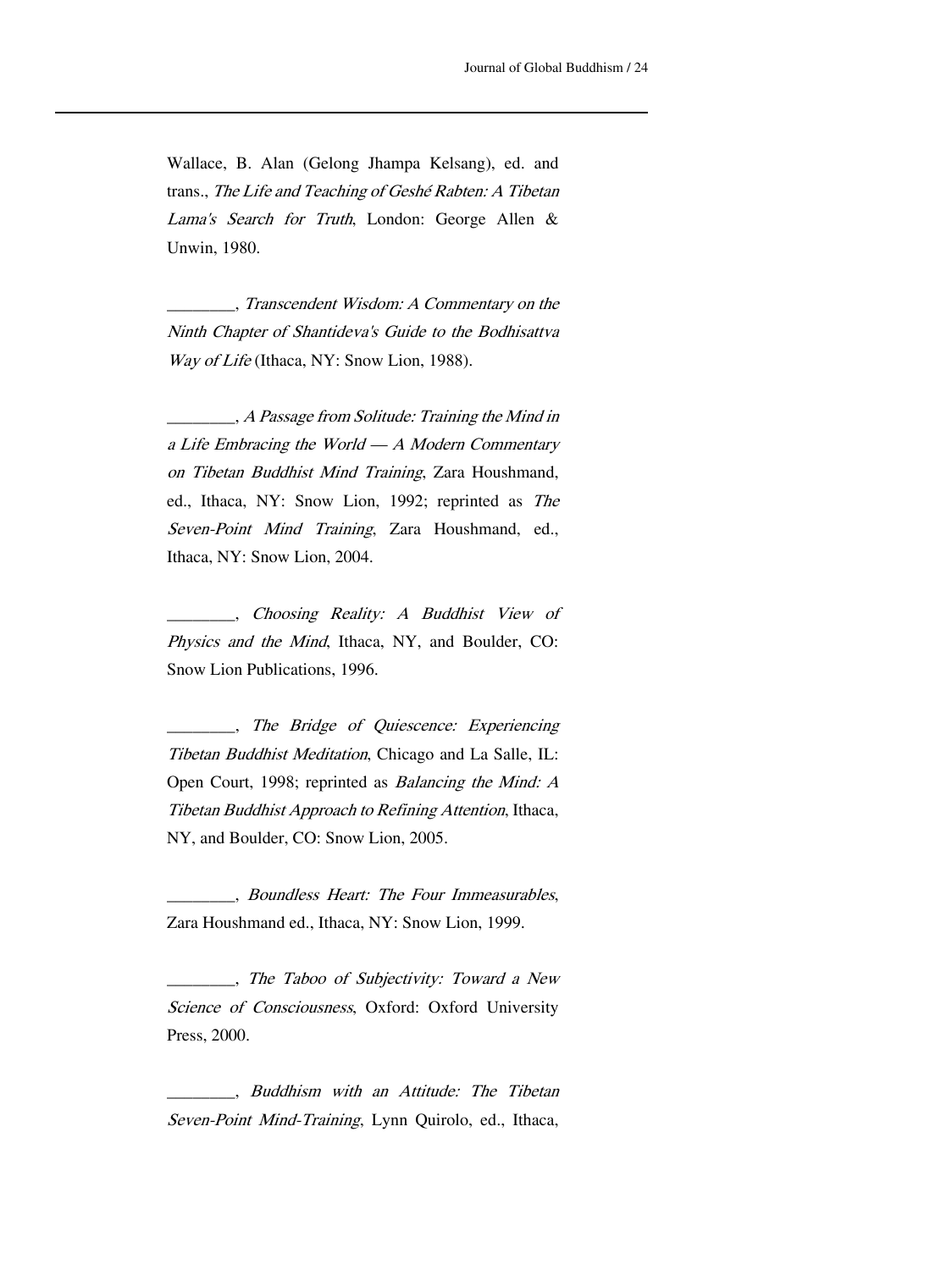Wallace, B. Alan (Gelong Jhampa Kelsang), ed. and trans., *The Life and Teaching of Geshé Rabten: A Tibetan Lama's Search for Truth*, London: George Allen & Unwin, 1980.

________, *Transcendent Wisdom: A Commentary on the Ninth Chapter of Shantideva's Guide to the Bodhisattva Way of Life* (Ithaca, NY: Snow Lion, 1988).

________, *A Passage from Solitude: Training the Mind in a Life Embracing the World — A Modern Commentary on Tibetan Buddhist Mind Training*, Zara Houshmand, ed., Ithaca, NY: Snow Lion, 1992; reprinted as *The Seven-Point Mind Training*, Zara Houshmand, ed., Ithaca, NY: Snow Lion, 2004.

________, *Choosing Reality: A Buddhist View of Physics and the Mind*, Ithaca, NY, and Boulder, CO: Snow Lion Publications, 1996.

________, *The Bridge of Quiescence: Experiencing Tibetan Buddhist Meditation*, Chicago and La Salle, IL: Open Court, 1998; reprinted as *Balancing the Mind: A Tibetan Buddhist Approach to Refining Attention*, Ithaca, NY, and Boulder, CO: Snow Lion, 2005.

________, *Boundless Heart: The Four Immeasurables*, Zara Houshmand ed., Ithaca, NY: Snow Lion, 1999.

________, *The Taboo of Subjectivity: Toward a New Science of Consciousness*, Oxford: Oxford University Press, 2000.

________, *Buddhism with an Attitude: The Tibetan Seven-Point Mind-Training*, Lynn Quirolo, ed., Ithaca,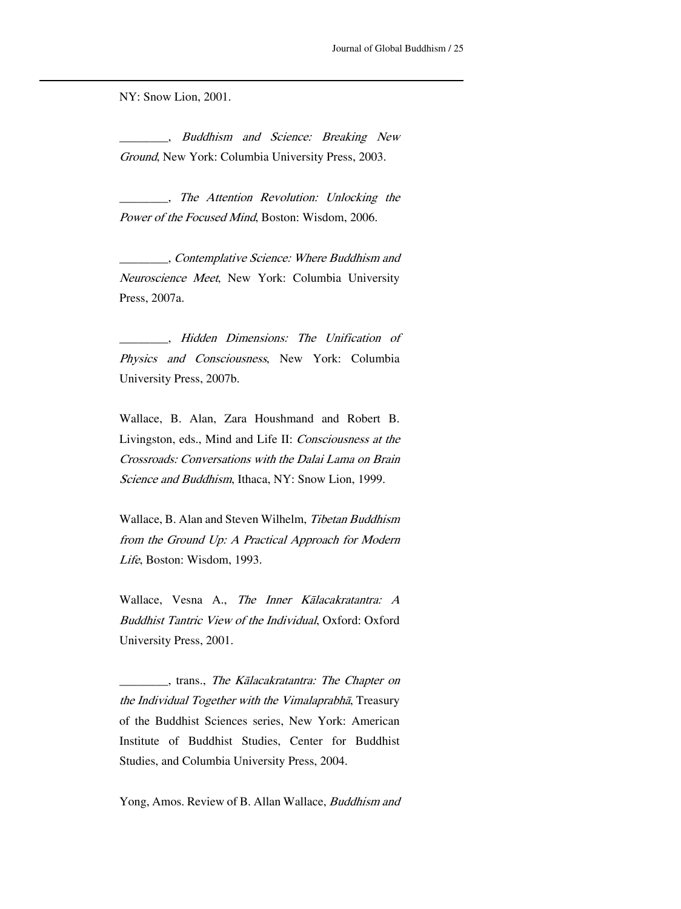NY: Snow Lion, 2001.

________, *Buddhism and Science: Breaking New Ground*, New York: Columbia University Press, 2003.

________, *The Attention Revolution: Unlocking the Power of the Focused Mind*, Boston: Wisdom, 2006.

________, *Contemplative Science: Where Buddhism and Neuroscience Meet*, New York: Columbia University Press, 2007a.

________, *Hidden Dimensions: The Unification of Physics and Consciousness*, New York: Columbia University Press, 2007b.

Wallace, B. Alan, Zara Houshmand and Robert B. Livingston, eds., Mind and Life II: *Consciousness at the Crossroads: Conversations with the Dalai Lama on Brain Science and Buddhism*, Ithaca, NY: Snow Lion, 1999.

Wallace, B. Alan and Steven Wilhelm, *Tibetan Buddhism from the Ground Up: A Practical Approach for Modern Life*, Boston: Wisdom, 1993.

Wallace, Vesna A., *The Inner Kālacakratantra: A Buddhist Tantric View of the Individual*, Oxford: Oxford University Press, 2001.

________, trans., *The Kālacakratantra: The Chapter on the Individual Together with the Vimalaprabhā*, Treasury of the Buddhist Sciences series, New York: American Institute of Buddhist Studies, Center for Buddhist Studies, and Columbia University Press, 2004.

Yong, Amos. Review of B. Allan Wallace, *Buddhism and*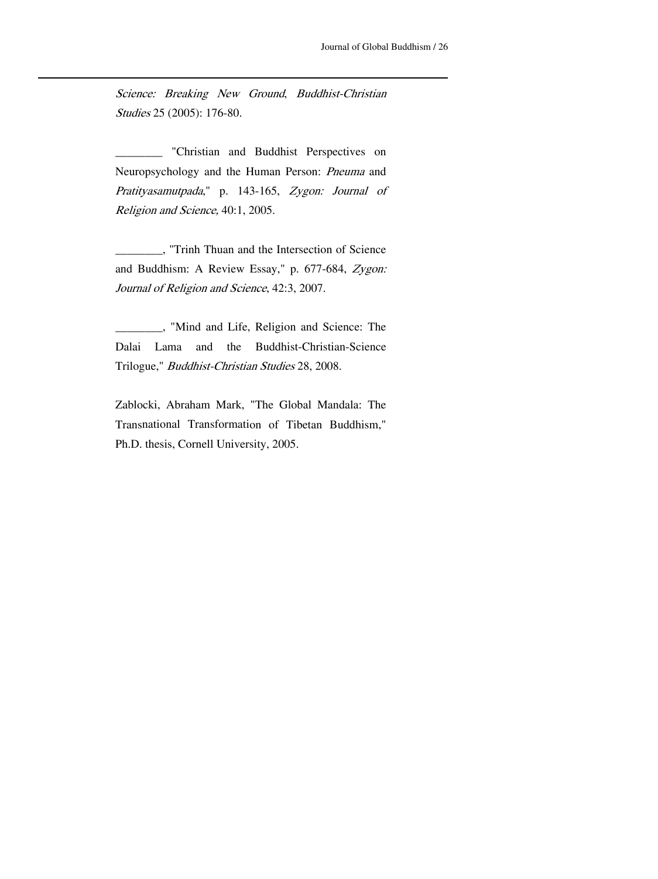*Science: Breaking New Ground*, *Buddhist-Christian Studies* 25 (2005): 176-80.

________ "Christian and Buddhist Perspectives on Neuropsychology and the Human Person: *Pneuma* and *Pratityasamutpada*," p. 143-165, *Zygon: Journal of Religion and Science,* 40:1, 2005.

________, "Trinh Thuan and the Intersection of Science and Buddhism: A Review Essay," p. 677-684, *Zygon: Journal of Religion and Science*, 42:3, 2007.

________, "Mind and Life, Religion and Science: The Dalai Lama and the Buddhist-Christian-Science Trilogue," *Buddhist-Christian Studies* 28, 2008.

Zablocki, Abraham Mark, "The Global Mandala: The Transnational Transformation of Tibetan Buddhism," Ph.D. thesis, Cornell University, 2005.